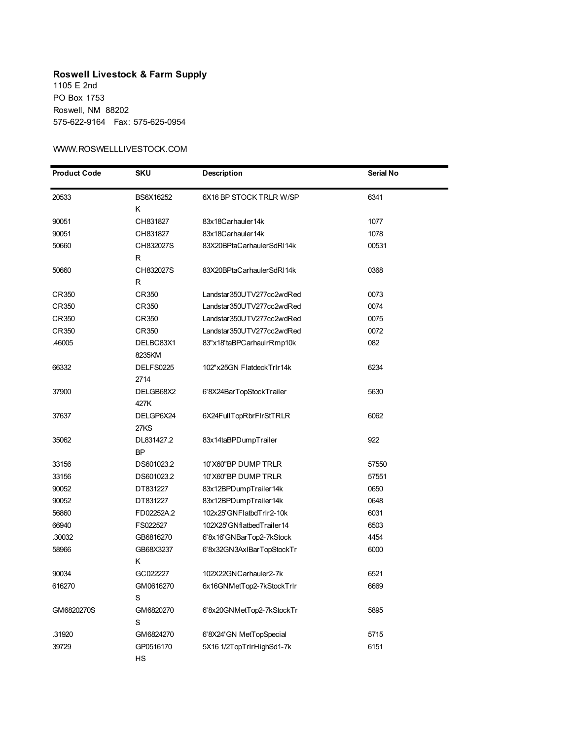**Roswell Livestock & Farm Supply**
1105 E 2nd
PO Box 1753
Roswell, NM 88202
575-622-9164 Fax: 575-625-0954

WWW.ROSWELLLIVESTOCK.COM

| Product Code | SKU | Description | Serial No |
|---|---|---|---|
| 20533 | BS6X16252K | 6X16 BP STOCK TRLR W/SP | 6341 |
| 90051 | CH831827 | 83x18Carhauler14k | 1077 |
| 90051 | CH831827 | 83x18Carhauler14k | 1078 |
| 50660 | CH832027SR | 83X20BPtaCarhaulerSdRl14k | 00531 |
| 50660 | CH832027SR | 83X20BPtaCarhaulerSdRl14k | 0368 |
| CR350 | CR350 | Landstar350UTV277cc2wdRed | 0073 |
| CR350 | CR350 | Landstar350UTV277cc2wdRed | 0074 |
| CR350 | CR350 | Landstar350UTV277cc2wdRed | 0075 |
| CR350 | CR350 | Landstar350UTV277cc2wdRed | 0072 |
| .46005 | DELBC83X18235KM | 83"x18'taBPCarhaulrRmp10k | 082 |
| 66332 | DELFS02252714 | 102"x25GN FlatdeckTrlr14k | 6234 |
| 37900 | DELGB68X2427K | 6'8X24BarTopStockTrailer | 5630 |
| 37637 | DELGP6X2427KS | 6X24FullTopRbrFlrStTRLR | 6062 |
| 35062 | DL831427.2BP | 83x14taBPDumpTrailer | 922 |
| 33156 | DS601023.2 | 10'X60"BP DUMP TRLR | 57550 |
| 33156 | DS601023.2 | 10'X60"BP DUMP TRLR | 57551 |
| 90052 | DT831227 | 83x12BPDumpTrailer14k | 0650 |
| 90052 | DT831227 | 83x12BPDumpTrailer14k | 0648 |
| 56860 | FD02252A.2 | 102x25'GNFlatbdTrlr2-10k | 6031 |
| 66940 | FS022527 | 102X25'GNflatbedTrailer14 | 6503 |
| .30032 | GB6816270 | 6'8x16'GNBarTop2-7kStock | 4454 |
| 58966 | GB68X3237K | 6'8x32GN3AxlBarTopStockTr | 6000 |
| 90034 | GC022227 | 102X22GNCarhauler2-7k | 6521 |
| 616270 | GM0616270S | 6x16GNMetTop2-7kStockTrlr | 6669 |
| GM6820270S | GM6820270S | 6'8x20GNMetTop2-7kStockTr | 5895 |
| .31920 | GM6824270 | 6'8X24'GN MetTopSpecial | 5715 |
| 39729 | GP0516170HS | 5X16 1/2TopTrlrHighSd1-7k | 6151 |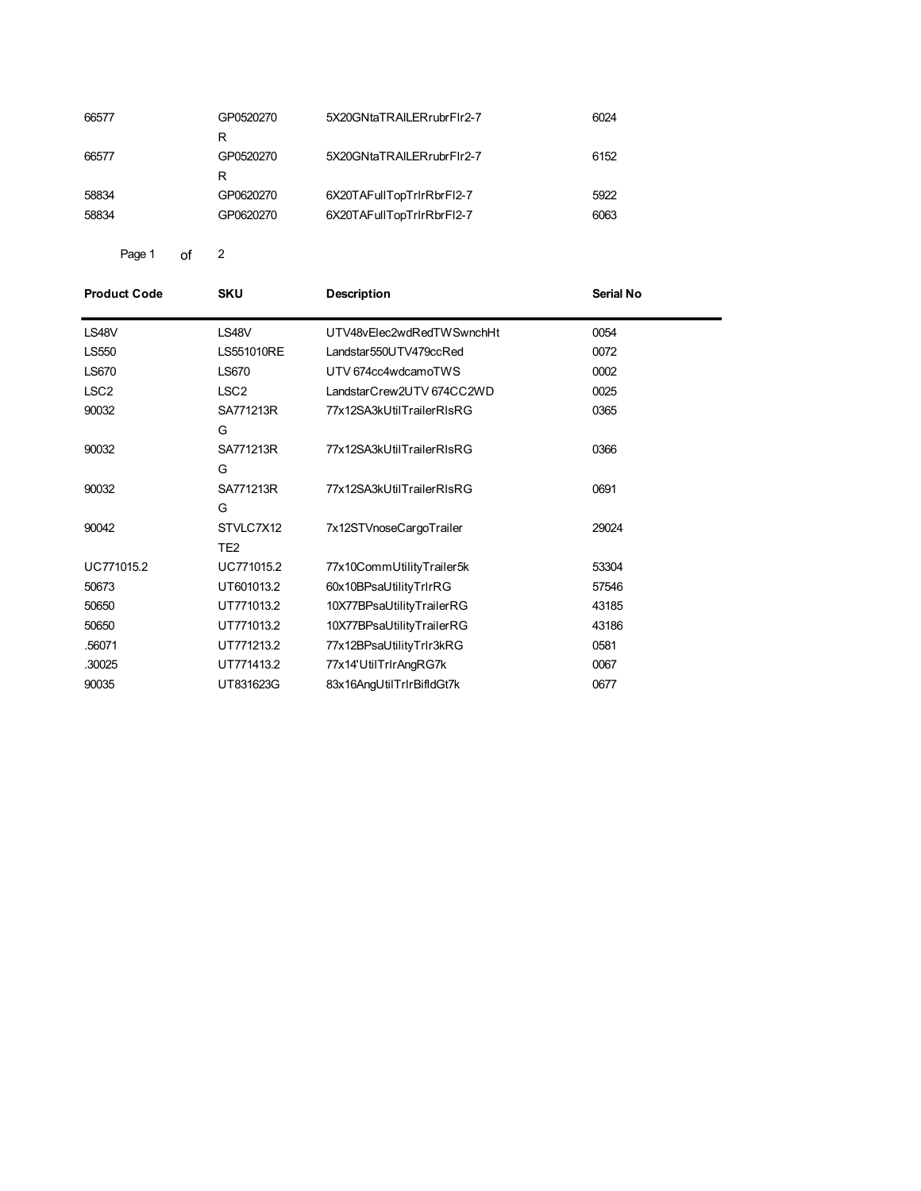| | | | |
|---|---|---|---|
| 66577 | GP0520270R | 5X20GNtaTRAILERrubrFlr2-7 | 6024 |
| 66577 | GP0520270R | 5X20GNtaTRAILERrubrFlr2-7 | 6152 |
| 58834 | GP0620270 | 6X20TAFullTopTrlrRbrFl2-7 | 5922 |
| 58834 | GP0620270 | 6X20TAFullTopTrlrRbrFl2-7 | 6063 |

| Product Code | SKU | Description | Serial No |
|---|---|---|---|
| LS48V | LS48V | UTV48vElec2wdRedTWSwnchHt | 0054 |
| LS550 | LS551010RE | Landstar550UTV479ccRed | 0072 |
| LS670 | LS670 | UTV 674cc4wdcamoTWS | 0002 |
| LSC2 | LSC2 | LandstarCrew2UTV 674CC2WD | 0025 |
| 90032 | SA771213RG | 77x12SA3kUtilTrailerRlsRG | 0365 |
| 90032 | SA771213RG | 77x12SA3kUtilTrailerRlsRG | 0366 |
| 90032 | SA771213RG | 77x12SA3kUtilTrailerRlsRG | 0691 |
| 90042 | STVLC7X12TE2 | 7x12STVnoseCargoTrailer | 29024 |
| UC771015.2 | UC771015.2 | 77x10CommUtilityTrailer5k | 53304 |
| 50673 | UT601013.2 | 60x10BPsaUtilityTrlrRG | 57546 |
| 50650 | UT771013.2 | 10X77BPsaUtilityTrailerRG | 43185 |
| 50650 | UT771013.2 | 10X77BPsaUtilityTrailerRG | 43186 |
| .56071 | UT771213.2 | 77x12BPsaUtilityTrlr3kRG | 0581 |
| .30025 | UT771413.2 | 77x14'UtilTrlrAngRG7k | 0067 |
| 90035 | UT831623G | 83x16AngUtilTrlrBifldGt7k | 0677 |